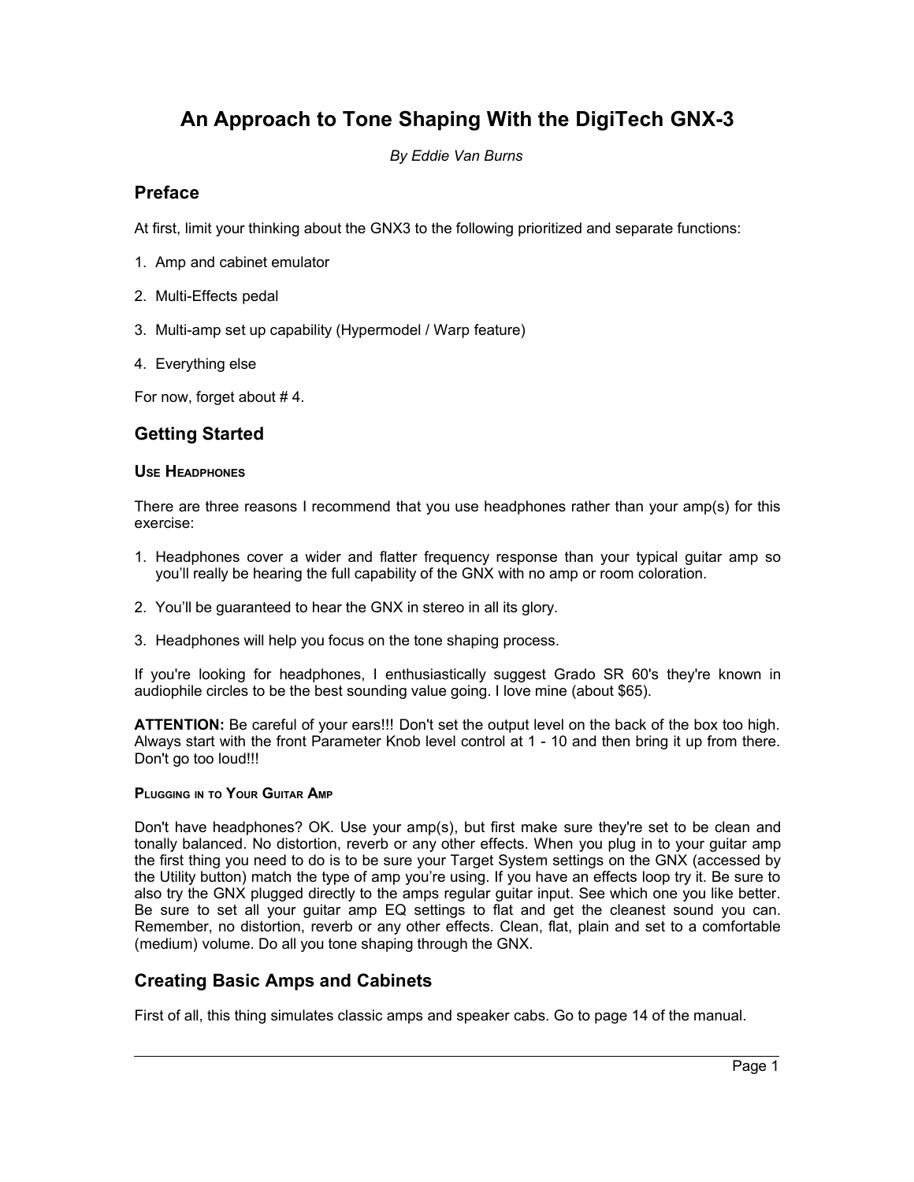# An Approach to Tone Shaping With the DigiTech GNX-3

*By Eddie Van Burns*

## Preface

At first, limit your thinking about the GNX3 to the following prioritized and separate functions:

1. Amp and cabinet emulator

2. Multi-Effects pedal

3. Multi-amp set up capability (Hypermodel / Warp feature)

4. Everything else

For now, forget about # 4.

## Getting Started

### Use Headphones

There are three reasons I recommend that you use headphones rather than your amp(s) for this exercise:

1. Headphones cover a wider and flatter frequency response than your typical guitar amp so you'll really be hearing the full capability of the GNX with no amp or room coloration.

2. You'll be guaranteed to hear the GNX in stereo in all its glory.

3. Headphones will help you focus on the tone shaping process.

If you're looking for headphones, I enthusiastically suggest Grado SR 60's they're known in audiophile circles to be the best sounding value going. I love mine (about $65).

**ATTENTION:** Be careful of your ears!!! Don't set the output level on the back of the box too high. Always start with the front Parameter Knob level control at 1 - 10 and then bring it up from there. Don't go too loud!!!

#### Plugging in to Your Guitar Amp

Don't have headphones? OK. Use your amp(s), but first make sure they're set to be clean and tonally balanced. No distortion, reverb or any other effects. When you plug in to your guitar amp the first thing you need to do is to be sure your Target System settings on the GNX (accessed by the Utility button) match the type of amp you're using. If you have an effects loop try it. Be sure to also try the GNX plugged directly to the amps regular guitar input. See which one you like better. Be sure to set all your guitar amp EQ settings to flat and get the cleanest sound you can. Remember, no distortion, reverb or any other effects. Clean, flat, plain and set to a comfortable (medium) volume. Do all you tone shaping through the GNX.

## Creating Basic Amps and Cabinets

First of all, this thing simulates classic amps and speaker cabs. Go to page 14 of the manual.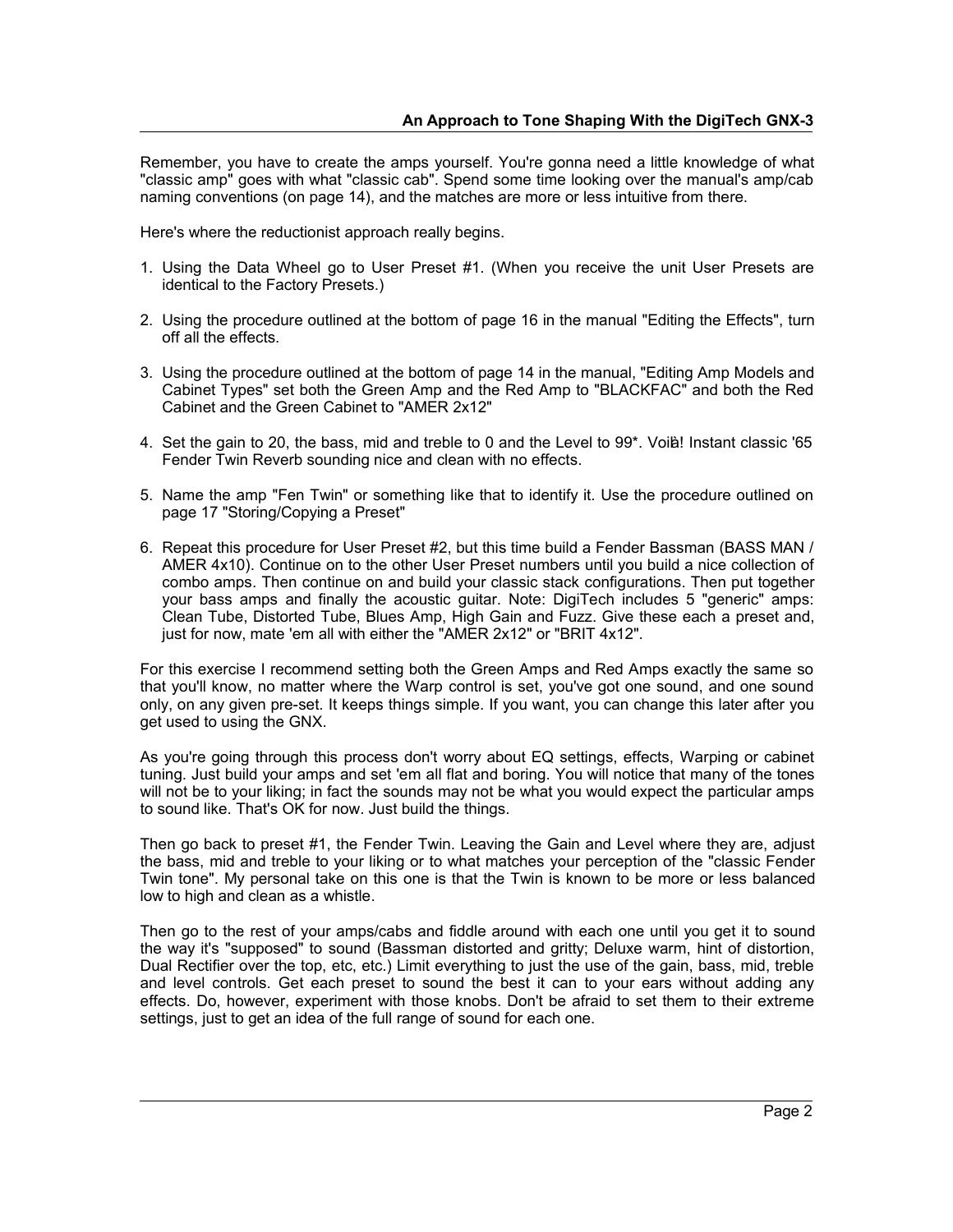Remember, you have to create the amps yourself. You're gonna need a little knowledge of what "classic amp" goes with what "classic cab". Spend some time looking over the manual's amp/cab naming conventions (on page 14), and the matches are more or less intuitive from there.

Here's where the reductionist approach really begins.

1. Using the Data Wheel go to User Preset #1. (When you receive the unit User Presets are identical to the Factory Presets.)

2. Using the procedure outlined at the bottom of page 16 in the manual "Editing the Effects", turn off all the effects.

3. Using the procedure outlined at the bottom of page 14 in the manual, "Editing Amp Models and Cabinet Types" set both the Green Amp and the Red Amp to "BLACKFAC" and both the Red Cabinet and the Green Cabinet to "AMER 2x12"

4. Set the gain to 20, the bass, mid and treble to 0 and the Level to 99*. Voilà! Instant classic '65 Fender Twin Reverb sounding nice and clean with no effects.

5. Name the amp "Fen Twin" or something like that to identify it. Use the procedure outlined on page 17 "Storing/Copying a Preset"

6. Repeat this procedure for User Preset #2, but this time build a Fender Bassman (BASS MAN / AMER 4x10). Continue on to the other User Preset numbers until you build a nice collection of combo amps. Then continue on and build your classic stack configurations. Then put together your bass amps and finally the acoustic guitar. Note: DigiTech includes 5 "generic" amps: Clean Tube, Distorted Tube, Blues Amp, High Gain and Fuzz. Give these each a preset and, just for now, mate 'em all with either the "AMER 2x12" or "BRIT 4x12".

For this exercise I recommend setting both the Green Amps and Red Amps exactly the same so that you'll know, no matter where the Warp control is set, you've got one sound, and one sound only, on any given pre-set. It keeps things simple. If you want, you can change this later after you get used to using the GNX.

As you're going through this process don't worry about EQ settings, effects, Warping or cabinet tuning. Just build your amps and set 'em all flat and boring. You will notice that many of the tones will not be to your liking; in fact the sounds may not be what you would expect the particular amps to sound like. That's OK for now. Just build the things.

Then go back to preset #1, the Fender Twin. Leaving the Gain and Level where they are, adjust the bass, mid and treble to your liking or to what matches your perception of the "classic Fender Twin tone". My personal take on this one is that the Twin is known to be more or less balanced low to high and clean as a whistle.

Then go to the rest of your amps/cabs and fiddle around with each one until you get it to sound the way it's "supposed" to sound (Bassman distorted and gritty; Deluxe warm, hint of distortion, Dual Rectifier over the top, etc, etc.) Limit everything to just the use of the gain, bass, mid, treble and level controls. Get each preset to sound the best it can to your ears without adding any effects. Do, however, experiment with those knobs. Don't be afraid to set them to their extreme settings, just to get an idea of the full range of sound for each one.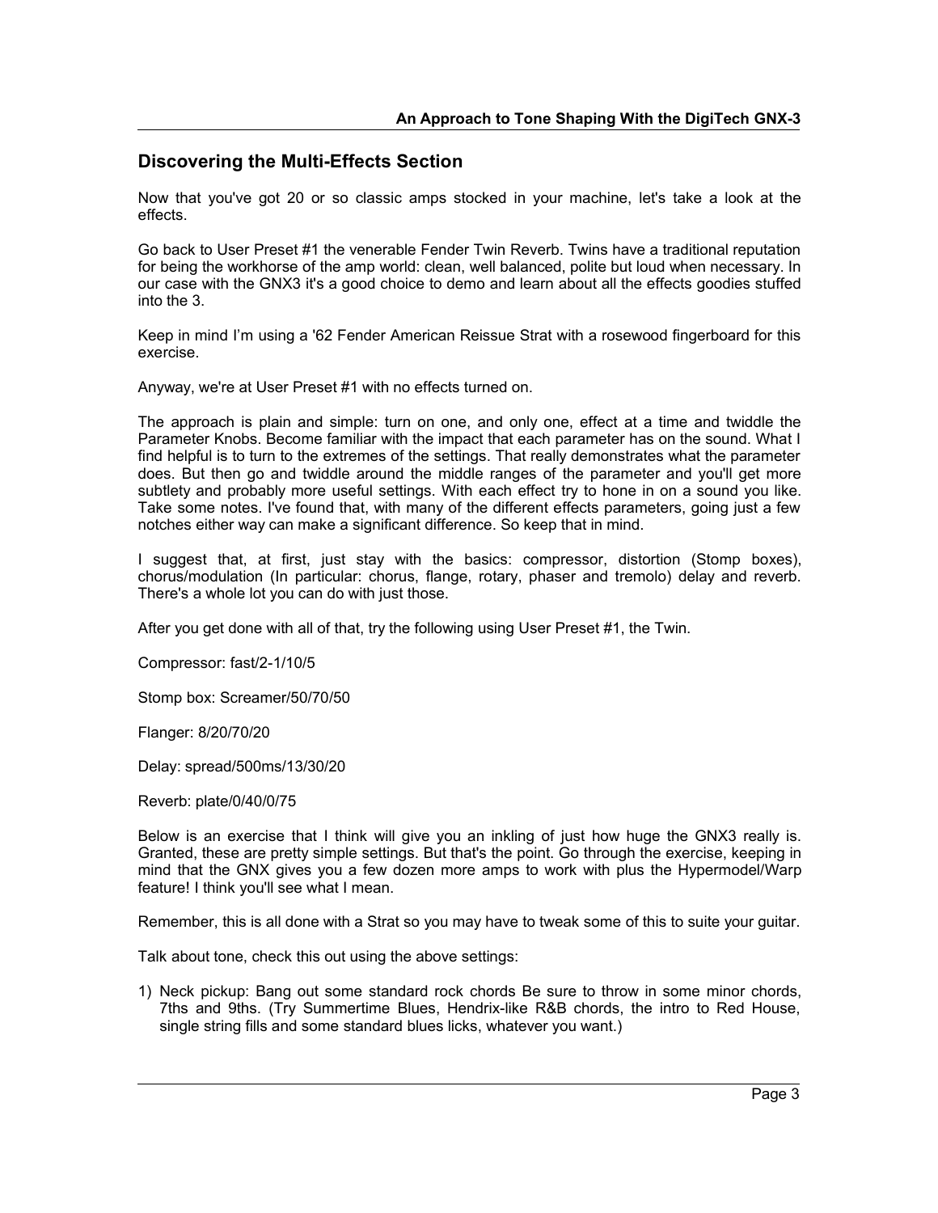## Discovering the Multi-Effects Section

Now that you've got 20 or so classic amps stocked in your machine, let's take a look at the effects.

Go back to User Preset #1 the venerable Fender Twin Reverb. Twins have a traditional reputation for being the workhorse of the amp world: clean, well balanced, polite but loud when necessary. In our case with the GNX3 it's a good choice to demo and learn about all the effects goodies stuffed into the 3.

Keep in mind I'm using a '62 Fender American Reissue Strat with a rosewood fingerboard for this exercise.

Anyway, we're at User Preset #1 with no effects turned on.

The approach is plain and simple: turn on one, and only one, effect at a time and twiddle the Parameter Knobs. Become familiar with the impact that each parameter has on the sound. What I find helpful is to turn to the extremes of the settings. That really demonstrates what the parameter does. But then go and twiddle around the middle ranges of the parameter and you'll get more subtlety and probably more useful settings. With each effect try to hone in on a sound you like. Take some notes. I've found that, with many of the different effects parameters, going just a few notches either way can make a significant difference. So keep that in mind.

I suggest that, at first, just stay with the basics: compressor, distortion (Stomp boxes), chorus/modulation (In particular: chorus, flange, rotary, phaser and tremolo) delay and reverb. There's a whole lot you can do with just those.

After you get done with all of that, try the following using User Preset #1, the Twin.

Compressor: fast/2-1/10/5

Stomp box: Screamer/50/70/50

Flanger: 8/20/70/20

Delay: spread/500ms/13/30/20

Reverb: plate/0/40/0/75

Below is an exercise that I think will give you an inkling of just how huge the GNX3 really is. Granted, these are pretty simple settings. But that's the point. Go through the exercise, keeping in mind that the GNX gives you a few dozen more amps to work with plus the Hypermodel/Warp feature! I think you'll see what I mean.

Remember, this is all done with a Strat so you may have to tweak some of this to suite your guitar.

Talk about tone, check this out using the above settings:

1) Neck pickup: Bang out some standard rock chords Be sure to throw in some minor chords, 7ths and 9ths. (Try Summertime Blues, Hendrix-like R&B chords, the intro to Red House, single string fills and some standard blues licks, whatever you want.)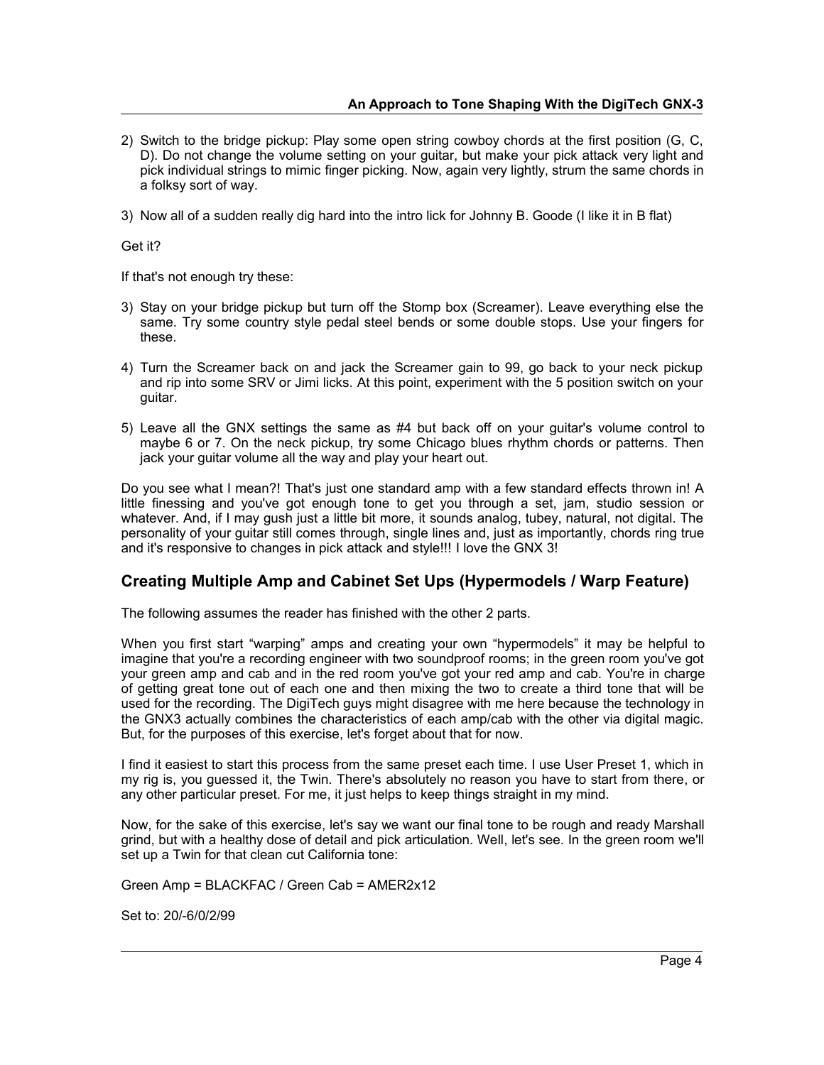2) Switch to the bridge pickup: Play some open string cowboy chords at the first position (G, C, D). Do not change the volume setting on your guitar, but make your pick attack very light and pick individual strings to mimic finger picking. Now, again very lightly, strum the same chords in a folksy sort of way.

3) Now all of a sudden really dig hard into the intro lick for Johnny B. Goode (I like it in B flat)

Get it?

If that's not enough try these:

3) Stay on your bridge pickup but turn off the Stomp box (Screamer). Leave everything else the same. Try some country style pedal steel bends or some double stops. Use your fingers for these.

4) Turn the Screamer back on and jack the Screamer gain to 99, go back to your neck pickup and rip into some SRV or Jimi licks. At this point, experiment with the 5 position switch on your guitar.

5) Leave all the GNX settings the same as #4 but back off on your guitar's volume control to maybe 6 or 7. On the neck pickup, try some Chicago blues rhythm chords or patterns. Then jack your guitar volume all the way and play your heart out.

Do you see what I mean?! That's just one standard amp with a few standard effects thrown in! A little finessing and you've got enough tone to get you through a set, jam, studio session or whatever. And, if I may gush just a little bit more, it sounds analog, tubey, natural, not digital. The personality of your guitar still comes through, single lines and, just as importantly, chords ring true and it's responsive to changes in pick attack and style!!! I love the GNX 3!

## Creating Multiple Amp and Cabinet Set Ups (Hypermodels / Warp Feature)

The following assumes the reader has finished with the other 2 parts.

When you first start "warping" amps and creating your own "hypermodels" it may be helpful to imagine that you're a recording engineer with two soundproof rooms; in the green room you've got your green amp and cab and in the red room you've got your red amp and cab. You're in charge of getting great tone out of each one and then mixing the two to create a third tone that will be used for the recording. The DigiTech guys might disagree with me here because the technology in the GNX3 actually combines the characteristics of each amp/cab with the other via digital magic. But, for the purposes of this exercise, let's forget about that for now.

I find it easiest to start this process from the same preset each time. I use User Preset 1, which in my rig is, you guessed it, the Twin. There's absolutely no reason you have to start from there, or any other particular preset. For me, it just helps to keep things straight in my mind.

Now, for the sake of this exercise, let's say we want our final tone to be rough and ready Marshall grind, but with a healthy dose of detail and pick articulation. Well, let's see. In the green room we'll set up a Twin for that clean cut California tone:

Green Amp = BLACKFAC / Green Cab = AMER2x12

Set to: 20/-6/0/2/99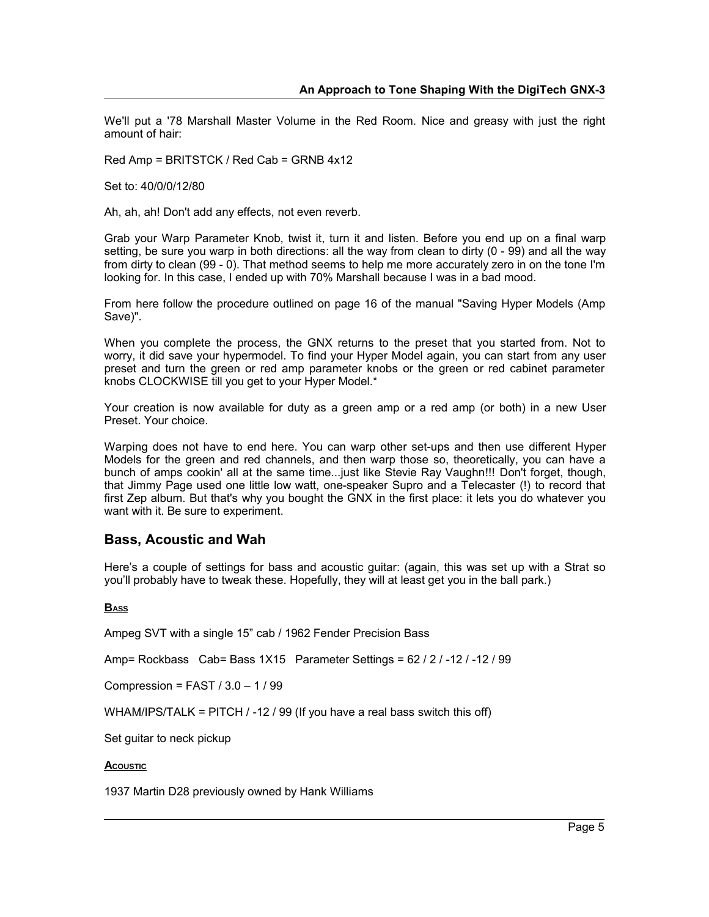We'll put a '78 Marshall Master Volume in the Red Room. Nice and greasy with just the right amount of hair:

Red Amp = BRITSTCK / Red Cab = GRNB 4x12

Set to: 40/0/0/12/80

Ah, ah, ah! Don't add any effects, not even reverb.

Grab your Warp Parameter Knob, twist it, turn it and listen. Before you end up on a final warp setting, be sure you warp in both directions: all the way from clean to dirty (0 - 99) and all the way from dirty to clean (99 - 0). That method seems to help me more accurately zero in on the tone I'm looking for. In this case, I ended up with 70% Marshall because I was in a bad mood.

From here follow the procedure outlined on page 16 of the manual "Saving Hyper Models (Amp Save)".

When you complete the process, the GNX returns to the preset that you started from. Not to worry, it did save your hypermodel. To find your Hyper Model again, you can start from any user preset and turn the green or red amp parameter knobs or the green or red cabinet parameter knobs CLOCKWISE till you get to your Hyper Model.*

Your creation is now available for duty as a green amp or a red amp (or both) in a new User Preset. Your choice.

Warping does not have to end here. You can warp other set-ups and then use different Hyper Models for the green and red channels, and then warp those so, theoretically, you can have a bunch of amps cookin' all at the same time...just like Stevie Ray Vaughn!!! Don't forget, though, that Jimmy Page used one little low watt, one-speaker Supro and a Telecaster (!) to record that first Zep album. But that's why you bought the GNX in the first place: it lets you do whatever you want with it. Be sure to experiment.

## Bass, Acoustic and Wah

Here's a couple of settings for bass and acoustic guitar: (again, this was set up with a Strat so you'll probably have to tweak these. Hopefully, they will at least get you in the ball park.)

**BASS**

Ampeg SVT with a single 15" cab / 1962 Fender Precision Bass

Amp= Rockbass   Cab= Bass 1X15   Parameter Settings = 62 / 2 / -12 / -12 / 99

Compression = FAST / 3.0 – 1 / 99

WHAM/IPS/TALK = PITCH / -12 / 99 (If you have a real bass switch this off)

Set guitar to neck pickup

**ACOUSTIC**

1937 Martin D28 previously owned by Hank Williams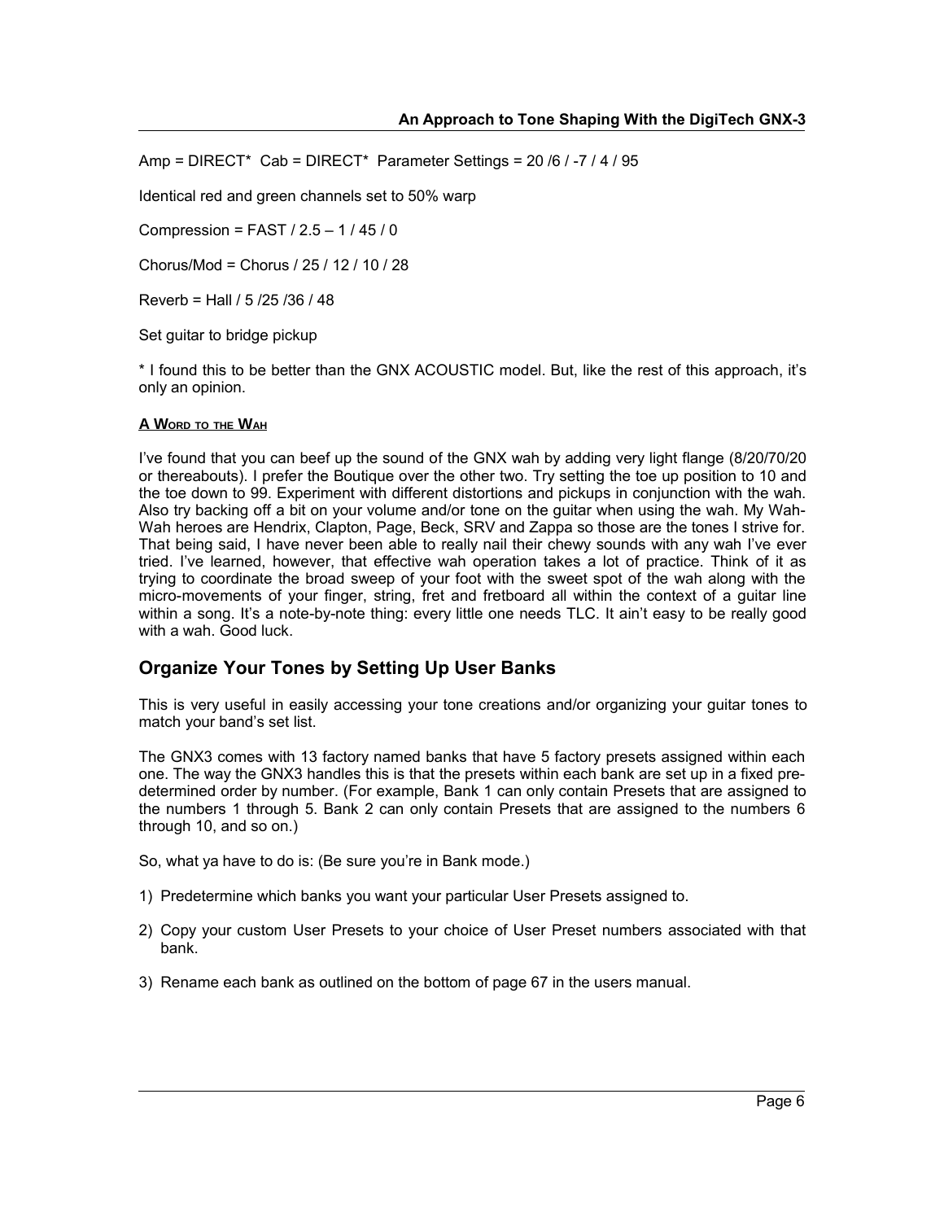Amp = DIRECT* Cab = DIRECT* Parameter Settings = 20 /6 / -7 / 4 / 95

Identical red and green channels set to 50% warp

Compression = FAST / 2.5 – 1 / 45 / 0

Chorus/Mod = Chorus / 25 / 12 / 10 / 28

Reverb = Hall / 5 /25 /36 / 48

Set guitar to bridge pickup

* I found this to be better than the GNX ACOUSTIC model. But, like the rest of this approach, it's only an opinion.

**A WORD TO THE WAH**

I've found that you can beef up the sound of the GNX wah by adding very light flange (8/20/70/20 or thereabouts). I prefer the Boutique over the other two. Try setting the toe up position to 10 and the toe down to 99. Experiment with different distortions and pickups in conjunction with the wah. Also try backing off a bit on your volume and/or tone on the guitar when using the wah. My Wah-Wah heroes are Hendrix, Clapton, Page, Beck, SRV and Zappa so those are the tones I strive for. That being said, I have never been able to really nail their chewy sounds with any wah I've ever tried. I've learned, however, that effective wah operation takes a lot of practice. Think of it as trying to coordinate the broad sweep of your foot with the sweet spot of the wah along with the micro-movements of your finger, string, fret and fretboard all within the context of a guitar line within a song. It's a note-by-note thing: every little one needs TLC. It ain't easy to be really good with a wah. Good luck.

## Organize Your Tones by Setting Up User Banks

This is very useful in easily accessing your tone creations and/or organizing your guitar tones to match your band's set list.

The GNX3 comes with 13 factory named banks that have 5 factory presets assigned within each one. The way the GNX3 handles this is that the presets within each bank are set up in a fixed pre-determined order by number. (For example, Bank 1 can only contain Presets that are assigned to the numbers 1 through 5. Bank 2 can only contain Presets that are assigned to the numbers 6 through 10, and so on.)

So, what ya have to do is: (Be sure you're in Bank mode.)

1) Predetermine which banks you want your particular User Presets assigned to.

2) Copy your custom User Presets to your choice of User Preset numbers associated with that bank.

3) Rename each bank as outlined on the bottom of page 67 in the users manual.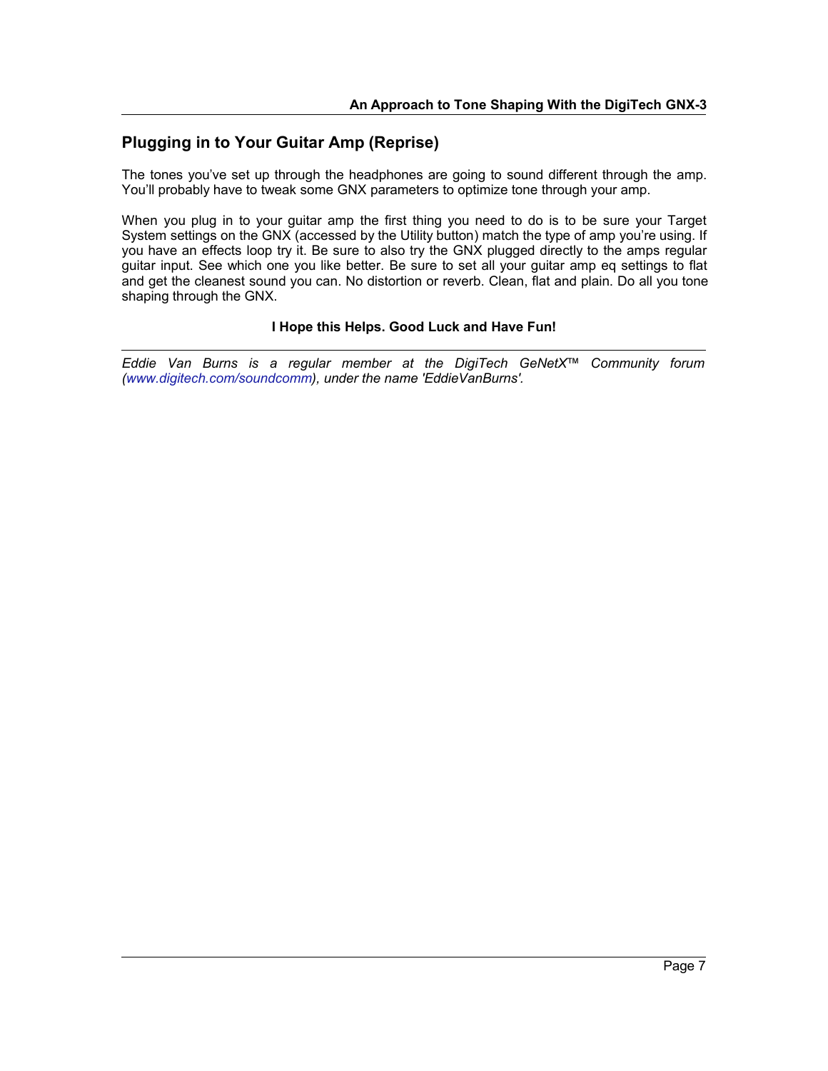## Plugging in to Your Guitar Amp (Reprise)

The tones you've set up through the headphones are going to sound different through the amp. You'll probably have to tweak some GNX parameters to optimize tone through your amp.

When you plug in to your guitar amp the first thing you need to do is to be sure your Target System settings on the GNX (accessed by the Utility button) match the type of amp you're using. If you have an effects loop try it. Be sure to also try the GNX plugged directly to the amps regular guitar input. See which one you like better. Be sure to set all your guitar amp eq settings to flat and get the cleanest sound you can. No distortion or reverb. Clean, flat and plain. Do all you tone shaping through the GNX.

**I Hope this Helps. Good Luck and Have Fun!**

---

*Eddie Van Burns is a regular member at the DigiTech GeNetX™ Community forum (www.digitech.com/soundcomm), under the name 'EddieVanBurns'.*